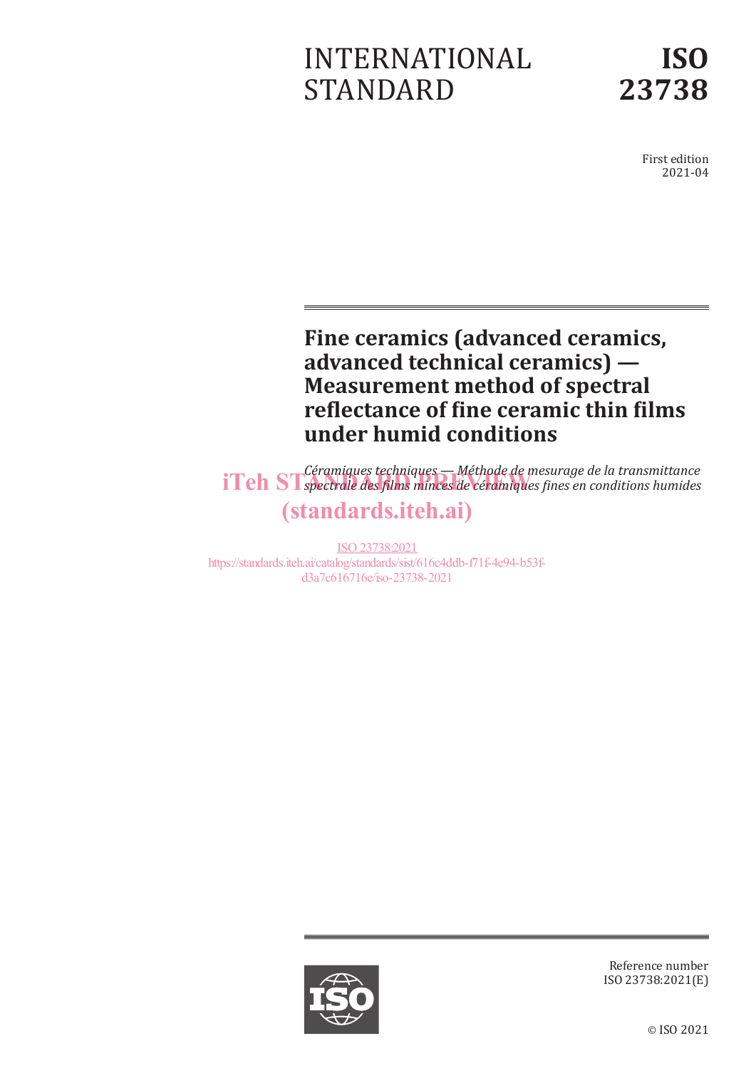# INTERNATIONAL STANDARD

# ISO 23738

First edition
2021-04

## Fine ceramics (advanced ceramics, advanced technical ceramics) — Measurement method of spectral reflectance of fine ceramic thin films under humid conditions

*Céramiques techniques — Méthode de mesurage de la transmittance spectrale des films minces de céramiques fines en conditions humides*

iTeh STANDARD PREVIEW
(standards.iteh.ai)

ISO 23738:2021
https://standards.iteh.ai/catalog/standards/sist/616c4ddb-f71f-4e94-b53f-d3a7c616716e/iso-23738-2021

Reference number
ISO 23738:2021(E)

© ISO 2021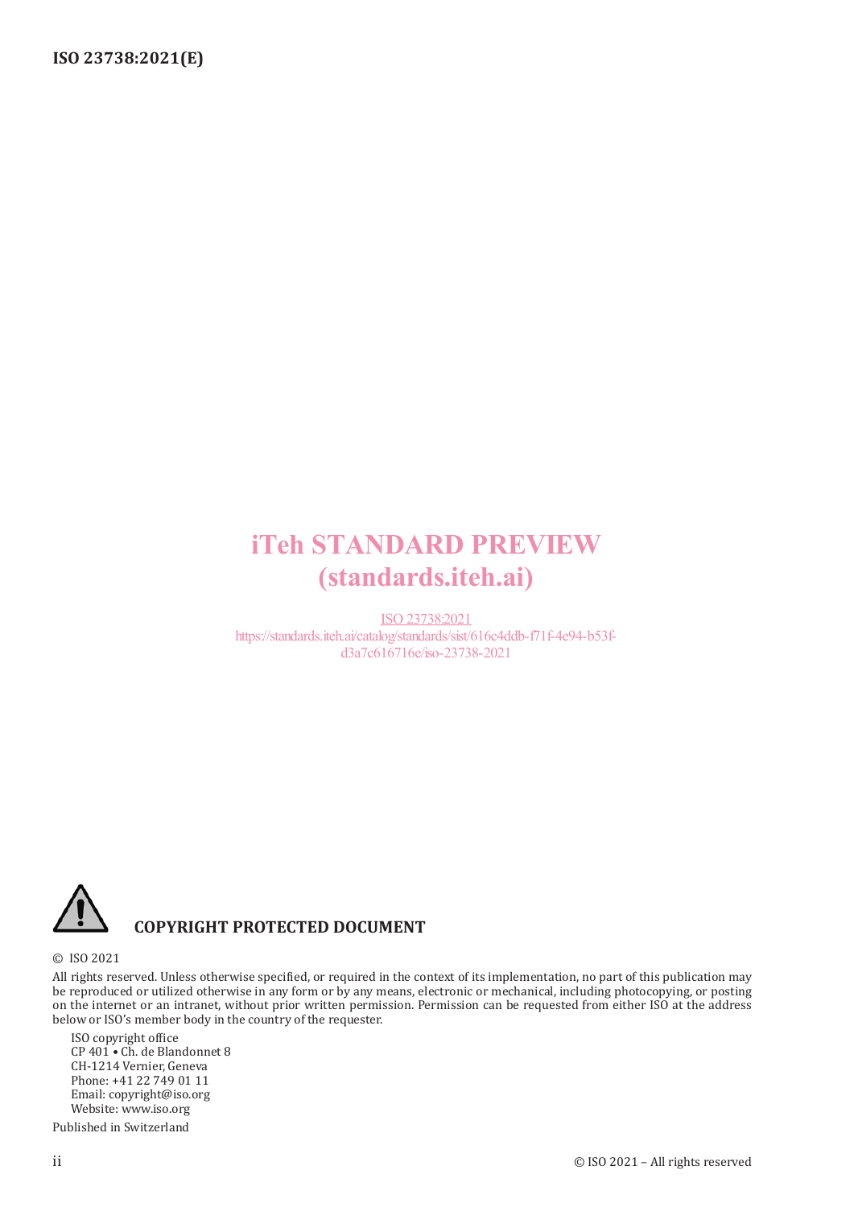iTeh STANDARD PREVIEW
(standards.iteh.ai)

ISO 23738:2021
https://standards.iteh.ai/catalog/standards/sist/616c4ddb-f71f-4e94-b53f-d3a7c616716e/iso-23738-2021

**COPYRIGHT PROTECTED DOCUMENT**

© ISO 2021

All rights reserved. Unless otherwise specified, or required in the context of its implementation, no part of this publication may be reproduced or utilized otherwise in any form or by any means, electronic or mechanical, including photocopying, or posting on the internet or an intranet, without prior written permission. Permission can be requested from either ISO at the address below or ISO's member body in the country of the requester.

ISO copyright office
CP 401 • Ch. de Blandonnet 8
CH-1214 Vernier, Geneva
Phone: +41 22 749 01 11
Email: copyright@iso.org
Website: www.iso.org

Published in Switzerland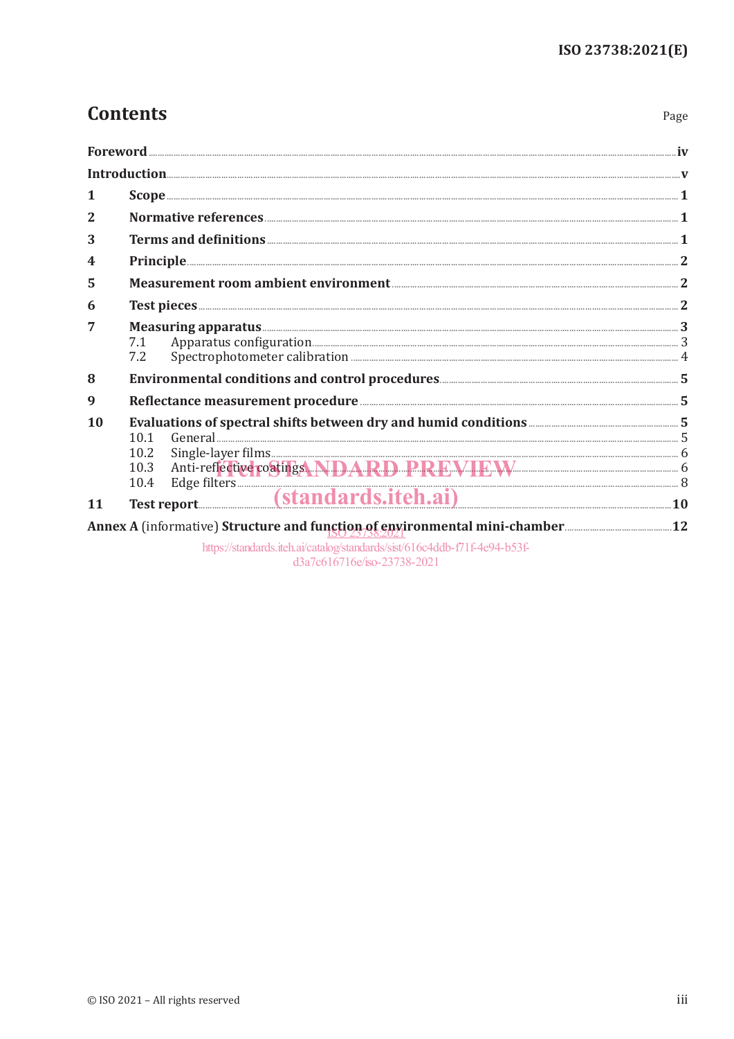# Contents

Page

**Foreword** .......... iv

**Introduction** .......... v

**1 Scope** .......... 1

**2 Normative references** .......... 1

**3 Terms and definitions** .......... 1

**4 Principle** .......... 2

**5 Measurement room ambient environment** .......... 2

**6 Test pieces** .......... 2

**7 Measuring apparatus** .......... 3

- 7.1 Apparatus configuration .......... 3
- 7.2 Spectrophotometer calibration .......... 4

**8 Environmental conditions and control procedures** .......... 5

**9 Reflectance measurement procedure** .......... 5

**10 Evaluations of spectral shifts between dry and humid conditions** .......... 5

- 10.1 General .......... 5
- 10.2 Single-layer films .......... 6
- 10.3 Anti-reflective coatings .......... 6
- 10.4 Edge filters .......... 8

**11 Test report** .......... 10

**Annex A** (informative) **Structure and function of environmental mini-chamber** .......... 12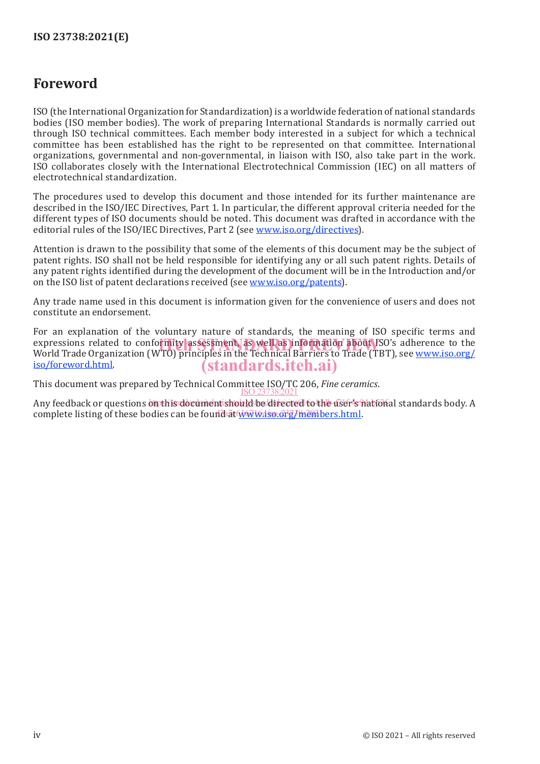# Foreword

ISO (the International Organization for Standardization) is a worldwide federation of national standards bodies (ISO member bodies). The work of preparing International Standards is normally carried out through ISO technical committees. Each member body interested in a subject for which a technical committee has been established has the right to be represented on that committee. International organizations, governmental and non-governmental, in liaison with ISO, also take part in the work. ISO collaborates closely with the International Electrotechnical Commission (IEC) on all matters of electrotechnical standardization.

The procedures used to develop this document and those intended for its further maintenance are described in the ISO/IEC Directives, Part 1. In particular, the different approval criteria needed for the different types of ISO documents should be noted. This document was drafted in accordance with the editorial rules of the ISO/IEC Directives, Part 2 (see www.iso.org/directives).

Attention is drawn to the possibility that some of the elements of this document may be the subject of patent rights. ISO shall not be held responsible for identifying any or all such patent rights. Details of any patent rights identified during the development of the document will be in the Introduction and/or on the ISO list of patent declarations received (see www.iso.org/patents).

Any trade name used in this document is information given for the convenience of users and does not constitute an endorsement.

For an explanation of the voluntary nature of standards, the meaning of ISO specific terms and expressions related to conformity assessment, as well as information about ISO's adherence to the World Trade Organization (WTO) principles in the Technical Barriers to Trade (TBT), see www.iso.org/iso/foreword.html.

This document was prepared by Technical Committee ISO/TC 206, *Fine ceramics*.

Any feedback or questions on this document should be directed to the user's national standards body. A complete listing of these bodies can be found at www.iso.org/members.html.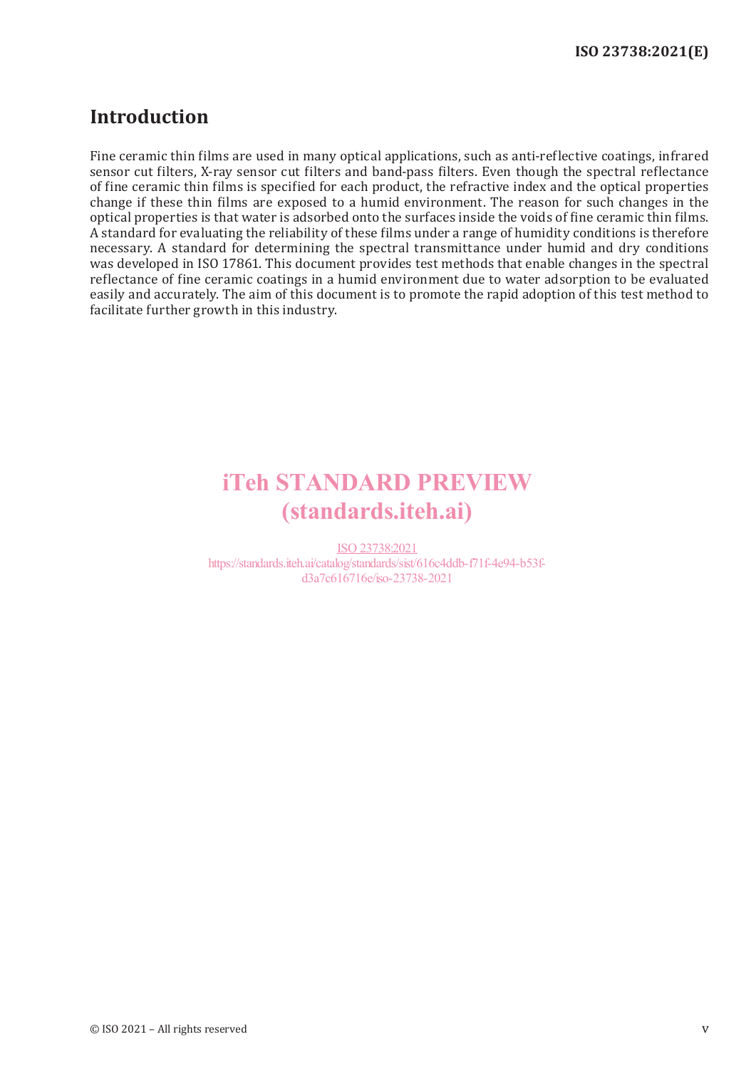## Introduction

Fine ceramic thin films are used in many optical applications, such as anti-reflective coatings, infrared sensor cut filters, X-ray sensor cut filters and band-pass filters. Even though the spectral reflectance of fine ceramic thin films is specified for each product, the refractive index and the optical properties change if these thin films are exposed to a humid environment. The reason for such changes in the optical properties is that water is adsorbed onto the surfaces inside the voids of fine ceramic thin films. A standard for evaluating the reliability of these films under a range of humidity conditions is therefore necessary. A standard for determining the spectral transmittance under humid and dry conditions was developed in ISO 17861. This document provides test methods that enable changes in the spectral reflectance of fine ceramic coatings in a humid environment due to water adsorption to be evaluated easily and accurately. The aim of this document is to promote the rapid adoption of this test method to facilitate further growth in this industry.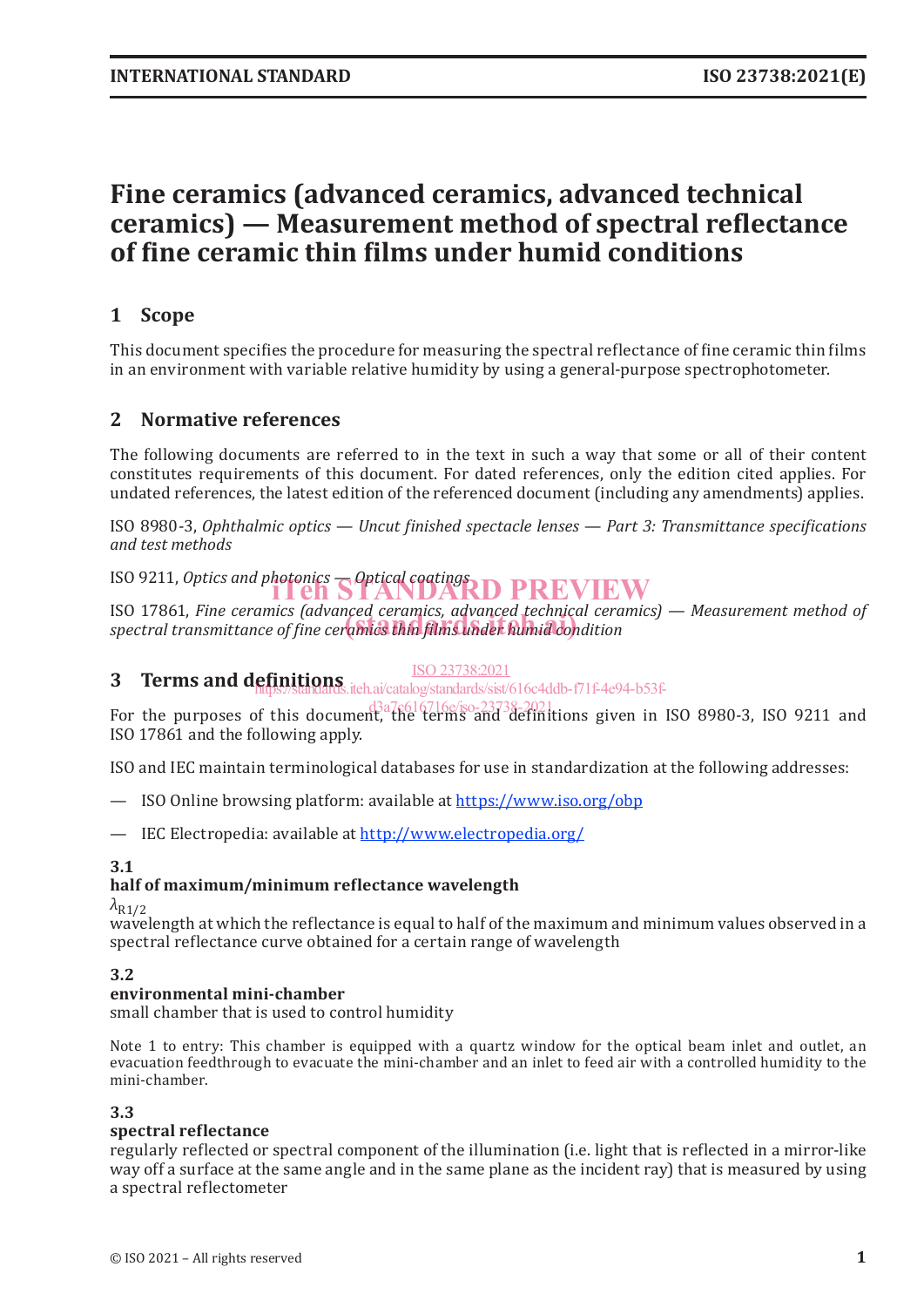# Fine ceramics (advanced ceramics, advanced technical ceramics) — Measurement method of spectral reflectance of fine ceramic thin films under humid conditions

## 1 Scope

This document specifies the procedure for measuring the spectral reflectance of fine ceramic thin films in an environment with variable relative humidity by using a general-purpose spectrophotometer.

## 2 Normative references

The following documents are referred to in the text in such a way that some or all of their content constitutes requirements of this document. For dated references, only the edition cited applies. For undated references, the latest edition of the referenced document (including any amendments) applies.

ISO 8980-3, *Ophthalmic optics — Uncut finished spectacle lenses — Part 3: Transmittance specifications and test methods*

ISO 9211, *Optics and photonics — Optical coatings*

ISO 17861, *Fine ceramics (advanced ceramics, advanced technical ceramics) — Measurement method of spectral transmittance of fine ceramics thin films under humid condition*

## 3 Terms and definitions

For the purposes of this document, the terms and definitions given in ISO 8980-3, ISO 9211 and ISO 17861 and the following apply.

ISO and IEC maintain terminological databases for use in standardization at the following addresses:

— ISO Online browsing platform: available at https://www.iso.org/obp

— IEC Electropedia: available at http://www.electropedia.org/

**3.1**

**half of maximum/minimum reflectance wavelength**

$\lambda_{R1/2}$

wavelength at which the reflectance is equal to half of the maximum and minimum values observed in a spectral reflectance curve obtained for a certain range of wavelength

**3.2**

**environmental mini-chamber**

small chamber that is used to control humidity

Note 1 to entry: This chamber is equipped with a quartz window for the optical beam inlet and outlet, an evacuation feedthrough to evacuate the mini-chamber and an inlet to feed air with a controlled humidity to the mini-chamber.

**3.3**

**spectral reflectance**

regularly reflected or spectral component of the illumination (i.e. light that is reflected in a mirror-like way off a surface at the same angle and in the same plane as the incident ray) that is measured by using a spectral reflectometer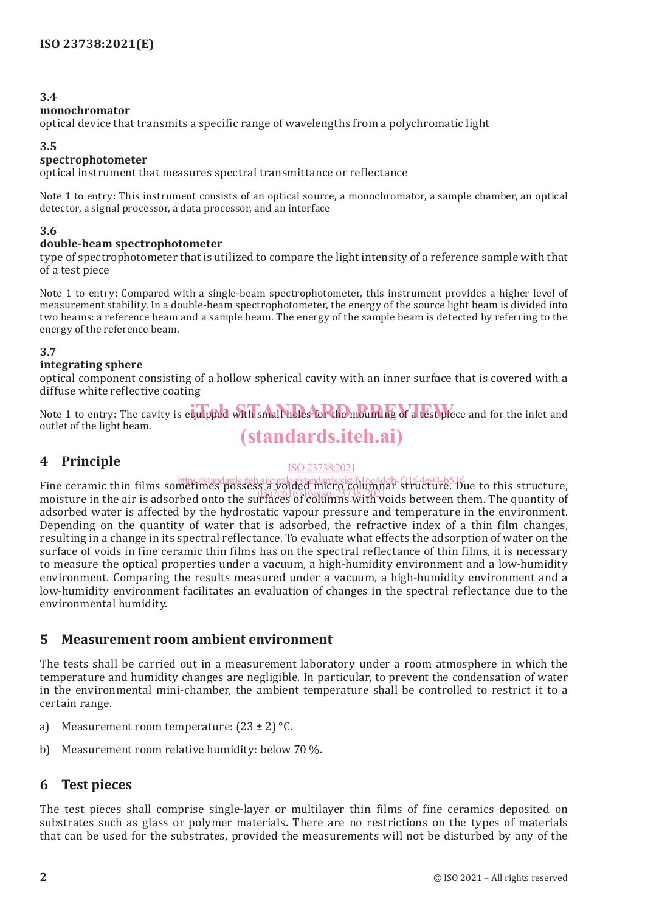**3.4**
**monochromator**
optical device that transmits a specific range of wavelengths from a polychromatic light

**3.5**
**spectrophotometer**
optical instrument that measures spectral transmittance or reflectance

Note 1 to entry: This instrument consists of an optical source, a monochromator, a sample chamber, an optical detector, a signal processor, a data processor, and an interface

**3.6**
**double-beam spectrophotometer**
type of spectrophotometer that is utilized to compare the light intensity of a reference sample with that of a test piece

Note 1 to entry: Compared with a single-beam spectrophotometer, this instrument provides a higher level of measurement stability. In a double-beam spectrophotometer, the energy of the source light beam is divided into two beams: a reference beam and a sample beam. The energy of the sample beam is detected by referring to the energy of the reference beam.

**3.7**
**integrating sphere**
optical component consisting of a hollow spherical cavity with an inner surface that is covered with a diffuse white reflective coating

Note 1 to entry: The cavity is equipped with small holes for the mounting of a test piece and for the inlet and outlet of the light beam.

## 4 Principle

Fine ceramic thin films sometimes possess a voided micro columnar structure. Due to this structure, moisture in the air is adsorbed onto the surfaces of columns with voids between them. The quantity of adsorbed water is affected by the hydrostatic vapour pressure and temperature in the environment. Depending on the quantity of water that is adsorbed, the refractive index of a thin film changes, resulting in a change in its spectral reflectance. To evaluate what effects the adsorption of water on the surface of voids in fine ceramic thin films has on the spectral reflectance of thin films, it is necessary to measure the optical properties under a vacuum, a high-humidity environment and a low-humidity environment. Comparing the results measured under a vacuum, a high-humidity environment and a low-humidity environment facilitates an evaluation of changes in the spectral reflectance due to the environmental humidity.

## 5 Measurement room ambient environment

The tests shall be carried out in a measurement laboratory under a room atmosphere in which the temperature and humidity changes are negligible. In particular, to prevent the condensation of water in the environmental mini-chamber, the ambient temperature shall be controlled to restrict it to a certain range.

a) Measurement room temperature: (23 ± 2) °C.

b) Measurement room relative humidity: below 70 %.

## 6 Test pieces

The test pieces shall comprise single-layer or multilayer thin films of fine ceramics deposited on substrates such as glass or polymer materials. There are no restrictions on the types of materials that can be used for the substrates, provided the measurements will not be disturbed by any of the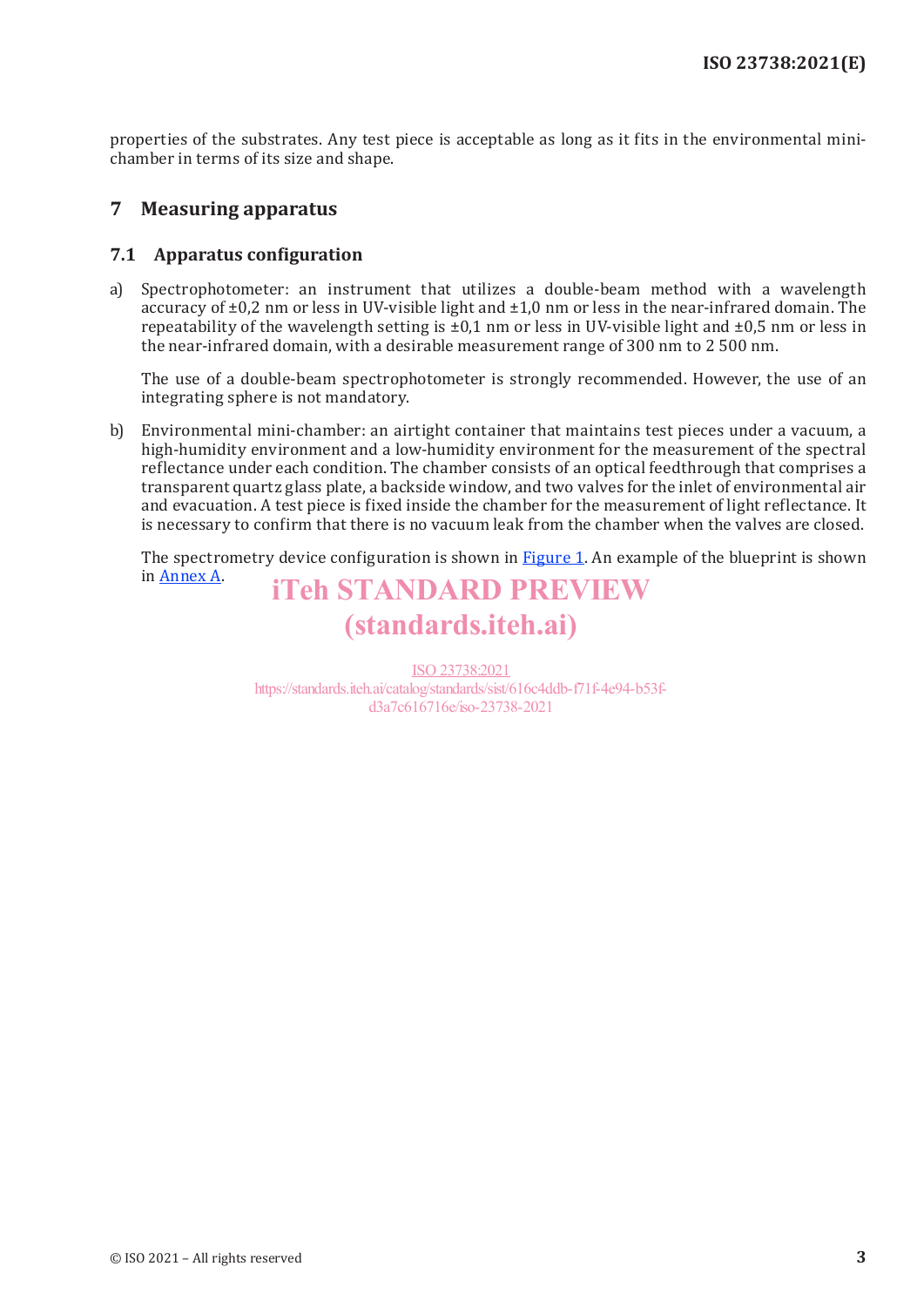properties of the substrates. Any test piece is acceptable as long as it fits in the environmental mini-chamber in terms of its size and shape.

## 7 Measuring apparatus

### 7.1 Apparatus configuration

a) Spectrophotometer: an instrument that utilizes a double-beam method with a wavelength accuracy of ±0,2 nm or less in UV-visible light and ±1,0 nm or less in the near-infrared domain. The repeatability of the wavelength setting is ±0,1 nm or less in UV-visible light and ±0,5 nm or less in the near-infrared domain, with a desirable measurement range of 300 nm to 2 500 nm.

   The use of a double-beam spectrophotometer is strongly recommended. However, the use of an integrating sphere is not mandatory.

b) Environmental mini-chamber: an airtight container that maintains test pieces under a vacuum, a high-humidity environment and a low-humidity environment for the measurement of the spectral reflectance under each condition. The chamber consists of an optical feedthrough that comprises a transparent quartz glass plate, a backside window, and two valves for the inlet of environmental air and evacuation. A test piece is fixed inside the chamber for the measurement of light reflectance. It is necessary to confirm that there is no vacuum leak from the chamber when the valves are closed.

   The spectrometry device configuration is shown in Figure 1. An example of the blueprint is shown in Annex A.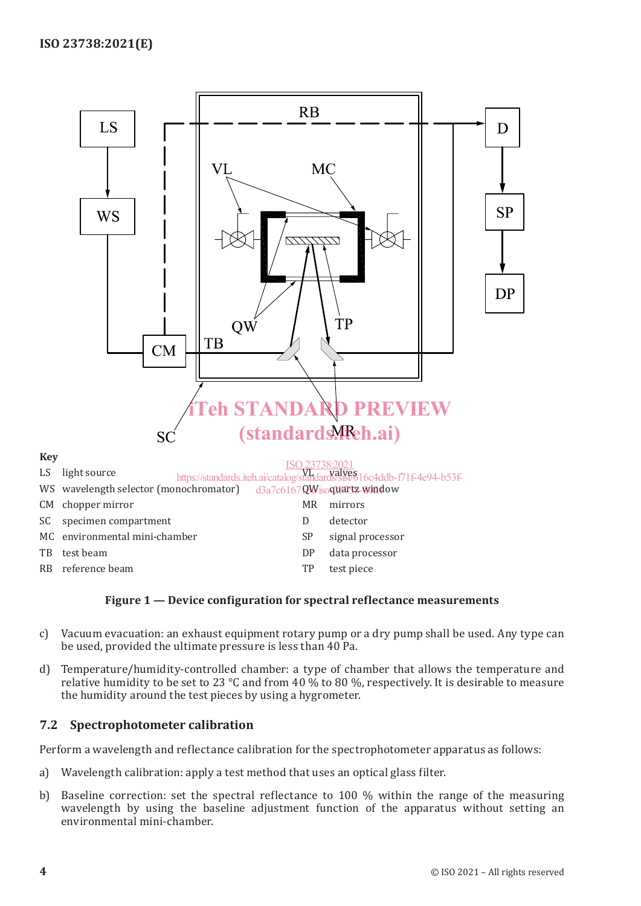**Key**

| | | | |
|---|---|---|---|
| LS | light source | VL | valves |
| WS | wavelength selector (monochromator) | QW | quartz window |
| CM | chopper mirror | MR | mirrors |
| SC | specimen compartment | D | detector |
| MC | environmental mini-chamber | SP | signal processor |
| TB | test beam | DP | data processor |
| RB | reference beam | TP | test piece |

**Figure 1 — Device configuration for spectral reflectance measurements**

c) Vacuum evacuation: an exhaust equipment rotary pump or a dry pump shall be used. Any type can be used, provided the ultimate pressure is less than 40 Pa.

d) Temperature/humidity-controlled chamber: a type of chamber that allows the temperature and relative humidity to be set to 23 °C and from 40 % to 80 %, respectively. It is desirable to measure the humidity around the test pieces by using a hygrometer.

## 7.2 Spectrophotometer calibration

Perform a wavelength and reflectance calibration for the spectrophotometer apparatus as follows:

a) Wavelength calibration: apply a test method that uses an optical glass filter.

b) Baseline correction: set the spectral reflectance to 100 % within the range of the measuring wavelength by using the baseline adjustment function of the apparatus without setting an environmental mini-chamber.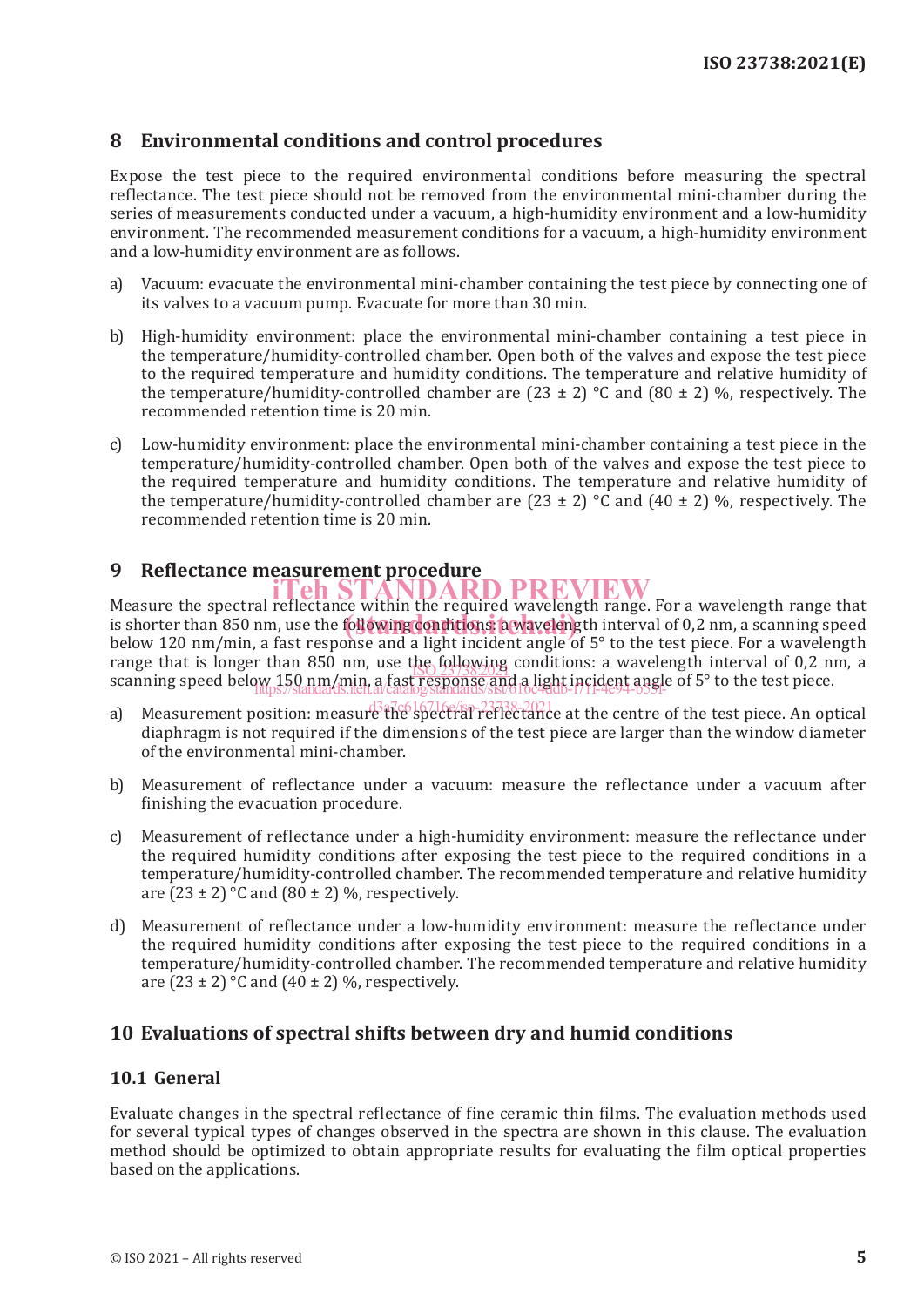## 8 Environmental conditions and control procedures

Expose the test piece to the required environmental conditions before measuring the spectral reflectance. The test piece should not be removed from the environmental mini-chamber during the series of measurements conducted under a vacuum, a high-humidity environment and a low-humidity environment. The recommended measurement conditions for a vacuum, a high-humidity environment and a low-humidity environment are as follows.

a) Vacuum: evacuate the environmental mini-chamber containing the test piece by connecting one of its valves to a vacuum pump. Evacuate for more than 30 min.

b) High-humidity environment: place the environmental mini-chamber containing a test piece in the temperature/humidity-controlled chamber. Open both of the valves and expose the test piece to the required temperature and humidity conditions. The temperature and relative humidity of the temperature/humidity-controlled chamber are (23 ± 2) °C and (80 ± 2) %, respectively. The recommended retention time is 20 min.

c) Low-humidity environment: place the environmental mini-chamber containing a test piece in the temperature/humidity-controlled chamber. Open both of the valves and expose the test piece to the required temperature and humidity conditions. The temperature and relative humidity of the temperature/humidity-controlled chamber are (23 ± 2) °C and (40 ± 2) %, respectively. The recommended retention time is 20 min.

## 9 Reflectance measurement procedure

Measure the spectral reflectance within the required wavelength range. For a wavelength range that is shorter than 850 nm, use the following conditions: a wavelength interval of 0,2 nm, a scanning speed below 120 nm/min, a fast response and a light incident angle of 5° to the test piece. For a wavelength range that is longer than 850 nm, use the following conditions: a wavelength interval of 0,2 nm, a scanning speed below 150 nm/min, a fast response and a light incident angle of 5° to the test piece.

a) Measurement position: measure the spectral reflectance at the centre of the test piece. An optical diaphragm is not required if the dimensions of the test piece are larger than the window diameter of the environmental mini-chamber.

b) Measurement of reflectance under a vacuum: measure the reflectance under a vacuum after finishing the evacuation procedure.

c) Measurement of reflectance under a high-humidity environment: measure the reflectance under the required humidity conditions after exposing the test piece to the required conditions in a temperature/humidity-controlled chamber. The recommended temperature and relative humidity are (23 ± 2) °C and (80 ± 2) %, respectively.

d) Measurement of reflectance under a low-humidity environment: measure the reflectance under the required humidity conditions after exposing the test piece to the required conditions in a temperature/humidity-controlled chamber. The recommended temperature and relative humidity are (23 ± 2) °C and (40 ± 2) %, respectively.

## 10 Evaluations of spectral shifts between dry and humid conditions

### 10.1 General

Evaluate changes in the spectral reflectance of fine ceramic thin films. The evaluation methods used for several typical types of changes observed in the spectra are shown in this clause. The evaluation method should be optimized to obtain appropriate results for evaluating the film optical properties based on the applications.